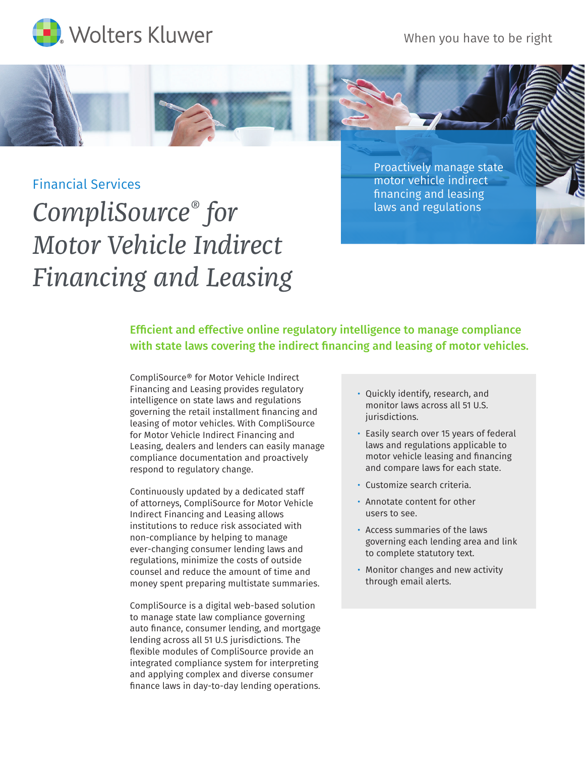Wolters Kluwer

When you have to be right

Financial Services

# *CompliSource® for Motor Vehicle Indirect Financing and Leasing*

Proactively manage state motor vehicle indirect financing and leasing laws and regulations

## Efficient and effective online regulatory intelligence to manage compliance with state laws covering the indirect financing and leasing of motor vehicles.

CompliSource® for Motor Vehicle Indirect Financing and Leasing provides regulatory intelligence on state laws and regulations governing the retail installment financing and leasing of motor vehicles. With CompliSource for Motor Vehicle Indirect Financing and Leasing, dealers and lenders can easily manage compliance documentation and proactively respond to regulatory change.

Continuously updated by a dedicated staff of attorneys, CompliSource for Motor Vehicle Indirect Financing and Leasing allows institutions to reduce risk associated with non-compliance by helping to manage ever-changing consumer lending laws and regulations, minimize the costs of outside counsel and reduce the amount of time and money spent preparing multistate summaries.

CompliSource is a digital web-based solution to manage state law compliance governing auto finance, consumer lending, and mortgage lending across all 51 U.S jurisdictions. The flexible modules of CompliSource provide an integrated compliance system for interpreting and applying complex and diverse consumer finance laws in day-to-day lending operations.

- Quickly identify, research, and monitor laws across all 51 U.S. jurisdictions.
- Easily search over 15 years of federal laws and regulations applicable to motor vehicle leasing and financing and compare laws for each state.
- Customize search criteria.
- Annotate content for other users to see.
- Access summaries of the laws governing each lending area and link to complete statutory text.
- Monitor changes and new activity through email alerts.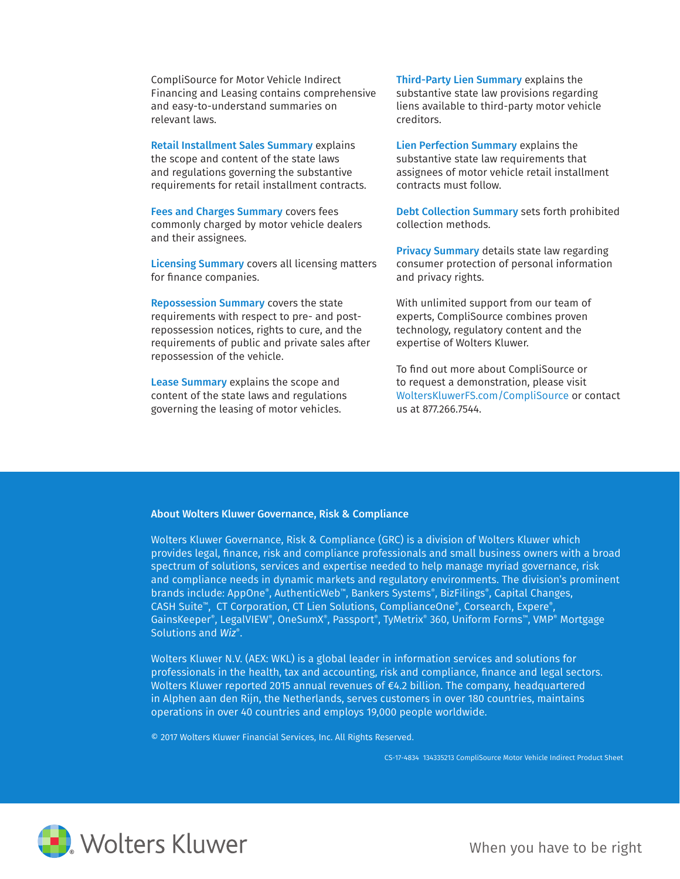CompliSource for Motor Vehicle Indirect Financing and Leasing contains comprehensive and easy-to-understand summaries on relevant laws.

**Retail Installment Sales Summary** explains the scope and content of the state laws and regulations governing the substantive requirements for retail installment contracts.

**Fees and Charges Summary** covers fees commonly charged by motor vehicle dealers and their assignees.

**Licensing Summary** covers all licensing matters for finance companies.

**Repossession Summary** covers the state requirements with respect to pre- and post-repossession notices, rights to cure, and the requirements of public and private sales after repossession of the vehicle.

**Lease Summary** explains the scope and content of the state laws and regulations governing the leasing of motor vehicles.

**Third-Party Lien Summary** explains the substantive state law provisions regarding liens available to third-party motor vehicle creditors.

**Lien Perfection Summary** explains the substantive state law requirements that assignees of motor vehicle retail installment contracts must follow.

**Debt Collection Summary** sets forth prohibited collection methods.

**Privacy Summary** details state law regarding consumer protection of personal information and privacy rights.

With unlimited support from our team of experts, CompliSource combines proven technology, regulatory content and the expertise of Wolters Kluwer.

To find out more about CompliSource or to request a demonstration, please visit WoltersKluwerFS.com/CompliSource or contact us at 877.266.7544.

**About Wolters Kluwer Governance, Risk & Compliance**

Wolters Kluwer Governance, Risk & Compliance (GRC) is a division of Wolters Kluwer which provides legal, finance, risk and compliance professionals and small business owners with a broad spectrum of solutions, services and expertise needed to help manage myriad governance, risk and compliance needs in dynamic markets and regulatory environments. The division's prominent brands include: AppOne®, AuthenticWeb™, Bankers Systems®, BizFilings®, Capital Changes, CASH Suite™, CT Corporation, CT Lien Solutions, ComplianceOne®, Corsearch, Expere®, GainsKeeper®, LegalVIEW®, OneSumX®, Passport®, TyMetrix® 360, Uniform Forms™, VMP® Mortgage Solutions and *Wiz*®.

Wolters Kluwer N.V. (AEX: WKL) is a global leader in information services and solutions for professionals in the health, tax and accounting, risk and compliance, finance and legal sectors. Wolters Kluwer reported 2015 annual revenues of €4.2 billion. The company, headquartered in Alphen aan den Rijn, the Netherlands, serves customers in over 180 countries, maintains operations in over 40 countries and employs 19,000 people worldwide.

© 2017 Wolters Kluwer Financial Services, Inc. All Rights Reserved.

CS-17-4834 134335213 CompliSource Motor Vehicle Indirect Product Sheet

Wolters Kluwer

When you have to be right